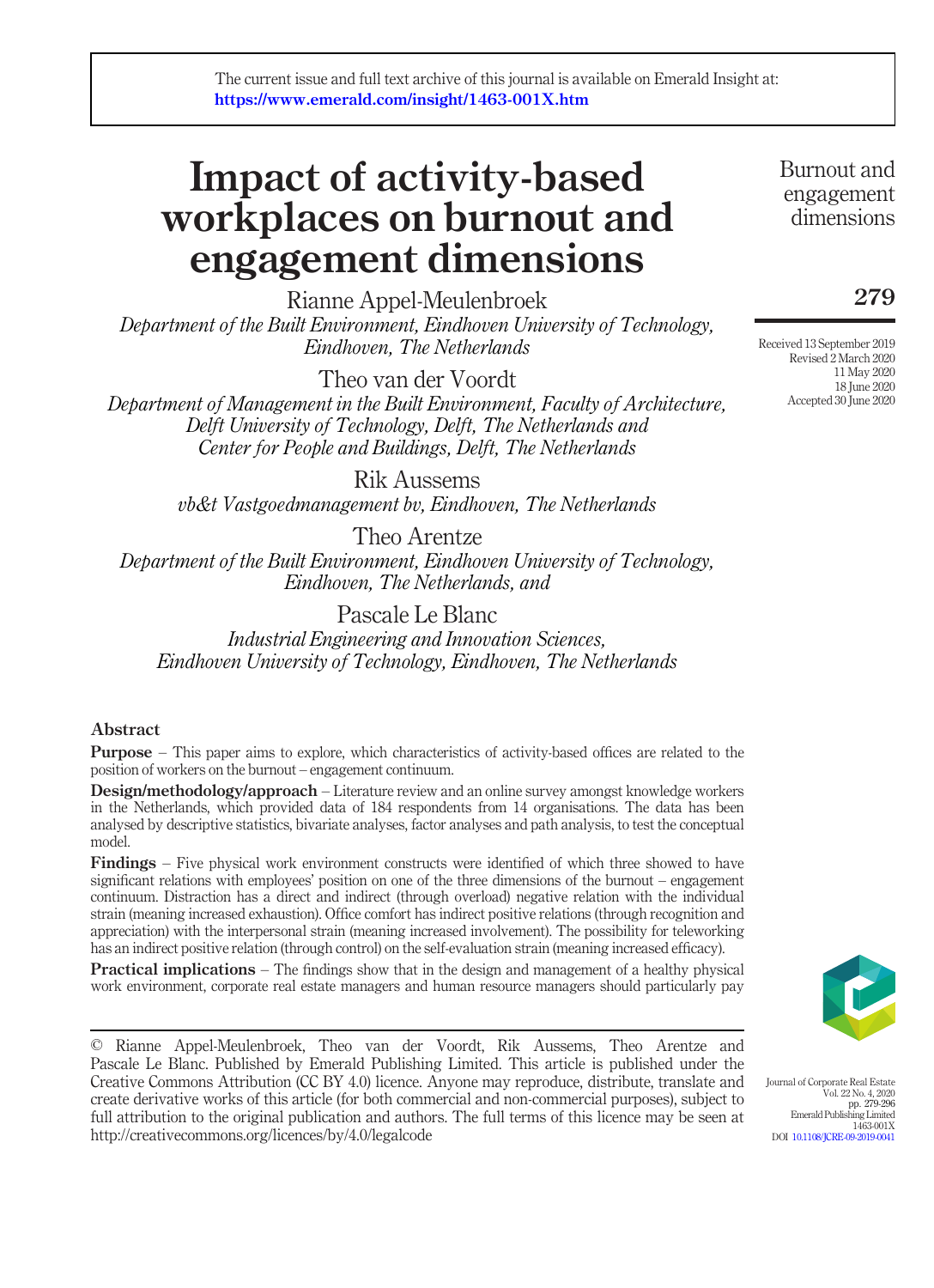The current issue and full text archive of this journal is available on Emerald Insight at: https://www.emerald.com/insight/1463-001X.htm

# Impact of activity-based workplaces on burnout and engagement dimensions

Rianne Appel-Meulenbroek
*Department of the Built Environment, Eindhoven University of Technology, Eindhoven, The Netherlands*

Theo van der Voordt
*Department of Management in the Built Environment, Faculty of Architecture, Delft University of Technology, Delft, The Netherlands and Center for People and Buildings, Delft, The Netherlands*

Rik Aussems
*vb&t Vastgoedmanagement bv, Eindhoven, The Netherlands*

Theo Arentze
*Department of the Built Environment, Eindhoven University of Technology, Eindhoven, The Netherlands, and*

Pascale Le Blanc
*Industrial Engineering and Innovation Sciences, Eindhoven University of Technology, Eindhoven, The Netherlands*

Received 13 September 2019
Revised 2 March 2020
11 May 2020
18 June 2020
Accepted 30 June 2020

## Abstract

**Purpose** – This paper aims to explore, which characteristics of activity-based offices are related to the position of workers on the burnout – engagement continuum.

**Design/methodology/approach** – Literature review and an online survey amongst knowledge workers in the Netherlands, which provided data of 184 respondents from 14 organisations. The data has been analysed by descriptive statistics, bivariate analyses, factor analyses and path analysis, to test the conceptual model.

**Findings** – Five physical work environment constructs were identified of which three showed to have significant relations with employees' position on one of the three dimensions of the burnout – engagement continuum. Distraction has a direct and indirect (through overload) negative relation with the individual strain (meaning increased exhaustion). Office comfort has indirect positive relations (through recognition and appreciation) with the interpersonal strain (meaning increased involvement). The possibility for teleworking has an indirect positive relation (through control) on the self-evaluation strain (meaning increased efficacy).

**Practical implications** – The findings show that in the design and management of a healthy physical work environment, corporate real estate managers and human resource managers should particularly pay

© Rianne Appel-Meulenbroek, Theo van der Voordt, Rik Aussems, Theo Arentze and Pascale Le Blanc. Published by Emerald Publishing Limited. This article is published under the Creative Commons Attribution (CC BY 4.0) licence. Anyone may reproduce, distribute, translate and create derivative works of this article (for both commercial and non-commercial purposes), subject to full attribution to the original publication and authors. The full terms of this licence may be seen at http://creativecommons.org/licences/by/4.0/legalcode

Journal of Corporate Real Estate
Vol. 22 No. 4, 2020
pp. 279-296
Emerald Publishing Limited
1463-001X
DOI 10.1108/JCRE-09-2019-0041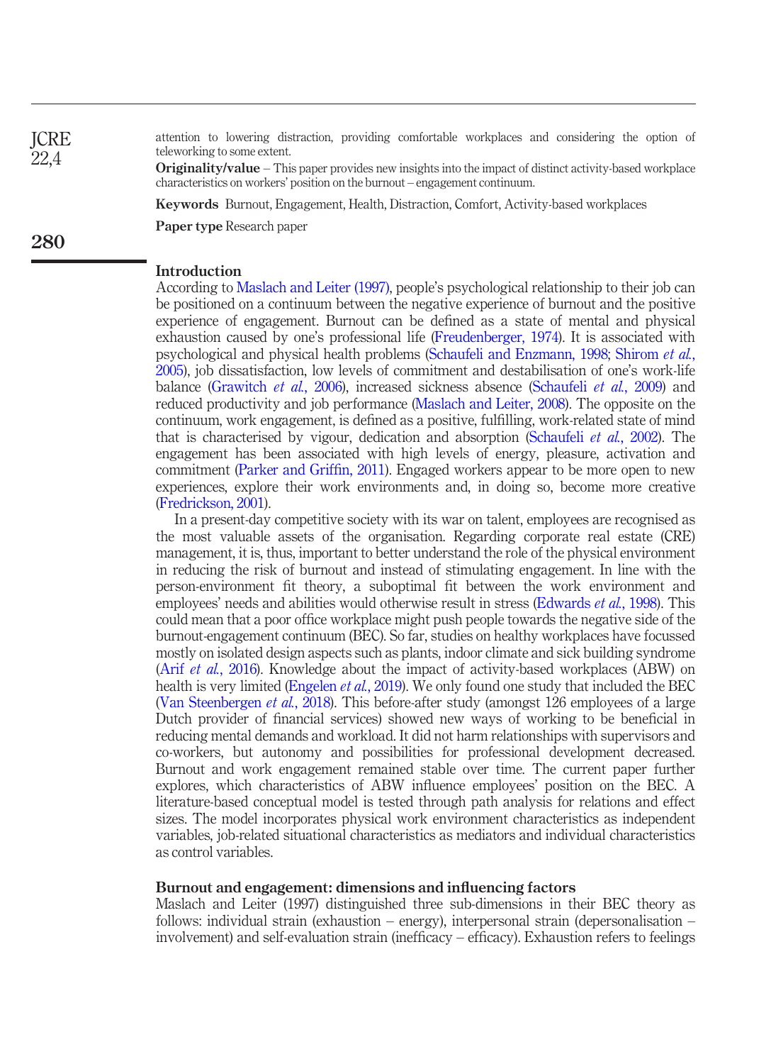attention to lowering distraction, providing comfortable workplaces and considering the option of teleworking to some extent.

**Originality/value** – This paper provides new insights into the impact of distinct activity-based workplace characteristics on workers' position on the burnout – engagement continuum.

**Keywords** Burnout, Engagement, Health, Distraction, Comfort, Activity-based workplaces

**Paper type** Research paper

## Introduction

According to Maslach and Leiter (1997), people's psychological relationship to their job can be positioned on a continuum between the negative experience of burnout and the positive experience of engagement. Burnout can be defined as a state of mental and physical exhaustion caused by one's professional life (Freudenberger, 1974). It is associated with psychological and physical health problems (Schaufeli and Enzmann, 1998; Shirom *et al.*, 2005), job dissatisfaction, low levels of commitment and destabilisation of one's work-life balance (Grawitch *et al.*, 2006), increased sickness absence (Schaufeli *et al.*, 2009) and reduced productivity and job performance (Maslach and Leiter, 2008). The opposite on the continuum, work engagement, is defined as a positive, fulfilling, work-related state of mind that is characterised by vigour, dedication and absorption (Schaufeli *et al.*, 2002). The engagement has been associated with high levels of energy, pleasure, activation and commitment (Parker and Griffin, 2011). Engaged workers appear to be more open to new experiences, explore their work environments and, in doing so, become more creative (Fredrickson, 2001).

In a present-day competitive society with its war on talent, employees are recognised as the most valuable assets of the organisation. Regarding corporate real estate (CRE) management, it is, thus, important to better understand the role of the physical environment in reducing the risk of burnout and instead of stimulating engagement. In line with the person-environment fit theory, a suboptimal fit between the work environment and employees' needs and abilities would otherwise result in stress (Edwards *et al.*, 1998). This could mean that a poor office workplace might push people towards the negative side of the burnout-engagement continuum (BEC). So far, studies on healthy workplaces have focussed mostly on isolated design aspects such as plants, indoor climate and sick building syndrome (Arif *et al.*, 2016). Knowledge about the impact of activity-based workplaces (ABW) on health is very limited (Engelen *et al.*, 2019). We only found one study that included the BEC (Van Steenbergen *et al.*, 2018). This before-after study (amongst 126 employees of a large Dutch provider of financial services) showed new ways of working to be beneficial in reducing mental demands and workload. It did not harm relationships with supervisors and co-workers, but autonomy and possibilities for professional development decreased. Burnout and work engagement remained stable over time. The current paper further explores, which characteristics of ABW influence employees' position on the BEC. A literature-based conceptual model is tested through path analysis for relations and effect sizes. The model incorporates physical work environment characteristics as independent variables, job-related situational characteristics as mediators and individual characteristics as control variables.

### Burnout and engagement: dimensions and influencing factors

Maslach and Leiter (1997) distinguished three sub-dimensions in their BEC theory as follows: individual strain (exhaustion – energy), interpersonal strain (depersonalisation – involvement) and self-evaluation strain (inefficacy – efficacy). Exhaustion refers to feelings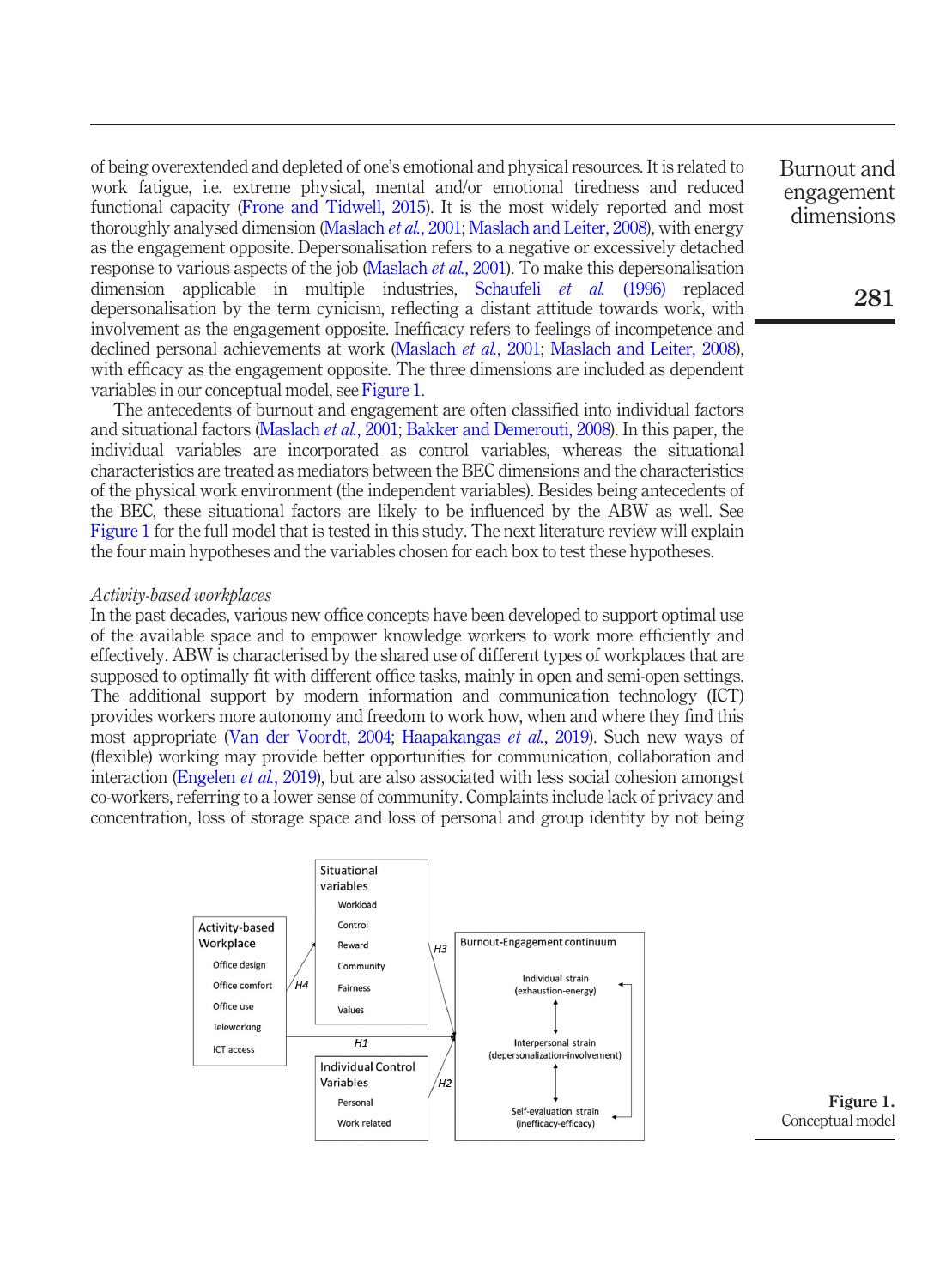of being overextended and depleted of one's emotional and physical resources. It is related to work fatigue, i.e. extreme physical, mental and/or emotional tiredness and reduced functional capacity (Frone and Tidwell, 2015). It is the most widely reported and most thoroughly analysed dimension (Maslach *et al.*, 2001; Maslach and Leiter, 2008), with energy as the engagement opposite. Depersonalisation refers to a negative or excessively detached response to various aspects of the job (Maslach *et al.*, 2001). To make this depersonalisation dimension applicable in multiple industries, Schaufeli *et al.* (1996) replaced depersonalisation by the term cynicism, reflecting a distant attitude towards work, with involvement as the engagement opposite. Inefficacy refers to feelings of incompetence and declined personal achievements at work (Maslach *et al.*, 2001; Maslach and Leiter, 2008), with efficacy as the engagement opposite. The three dimensions are included as dependent variables in our conceptual model, see Figure 1.

The antecedents of burnout and engagement are often classified into individual factors and situational factors (Maslach *et al.*, 2001; Bakker and Demerouti, 2008). In this paper, the individual variables are incorporated as control variables, whereas the situational characteristics are treated as mediators between the BEC dimensions and the characteristics of the physical work environment (the independent variables). Besides being antecedents of the BEC, these situational factors are likely to be influenced by the ABW as well. See Figure 1 for the full model that is tested in this study. The next literature review will explain the four main hypotheses and the variables chosen for each box to test these hypotheses.

### *Activity-based workplaces*

In the past decades, various new office concepts have been developed to support optimal use of the available space and to empower knowledge workers to work more efficiently and effectively. ABW is characterised by the shared use of different types of workplaces that are supposed to optimally fit with different office tasks, mainly in open and semi-open settings. The additional support by modern information and communication technology (ICT) provides workers more autonomy and freedom to work how, when and where they find this most appropriate (Van der Voordt, 2004; Haapakangas *et al.*, 2019). Such new ways of (flexible) working may provide better opportunities for communication, collaboration and interaction (Engelen *et al.*, 2019), but are also associated with less social cohesion amongst co-workers, referring to a lower sense of community. Complaints include lack of privacy and concentration, loss of storage space and loss of personal and group identity by not being

Activity-based Workplace
Office design
Office comfort
Office use
Teleworking
ICT access

Situational variables
Workload
Control
Reward
Community
Fairness
Values

Individual Control Variables
Personal
Work related

Burnout-Engagement continuum
Individual strain (exhaustion-energy)
Interpersonal strain (depersonalization-involvement)
Self-evaluation strain (inefficacy-efficacy)

H1
H2
H3
H4

**Figure 1.** Conceptual model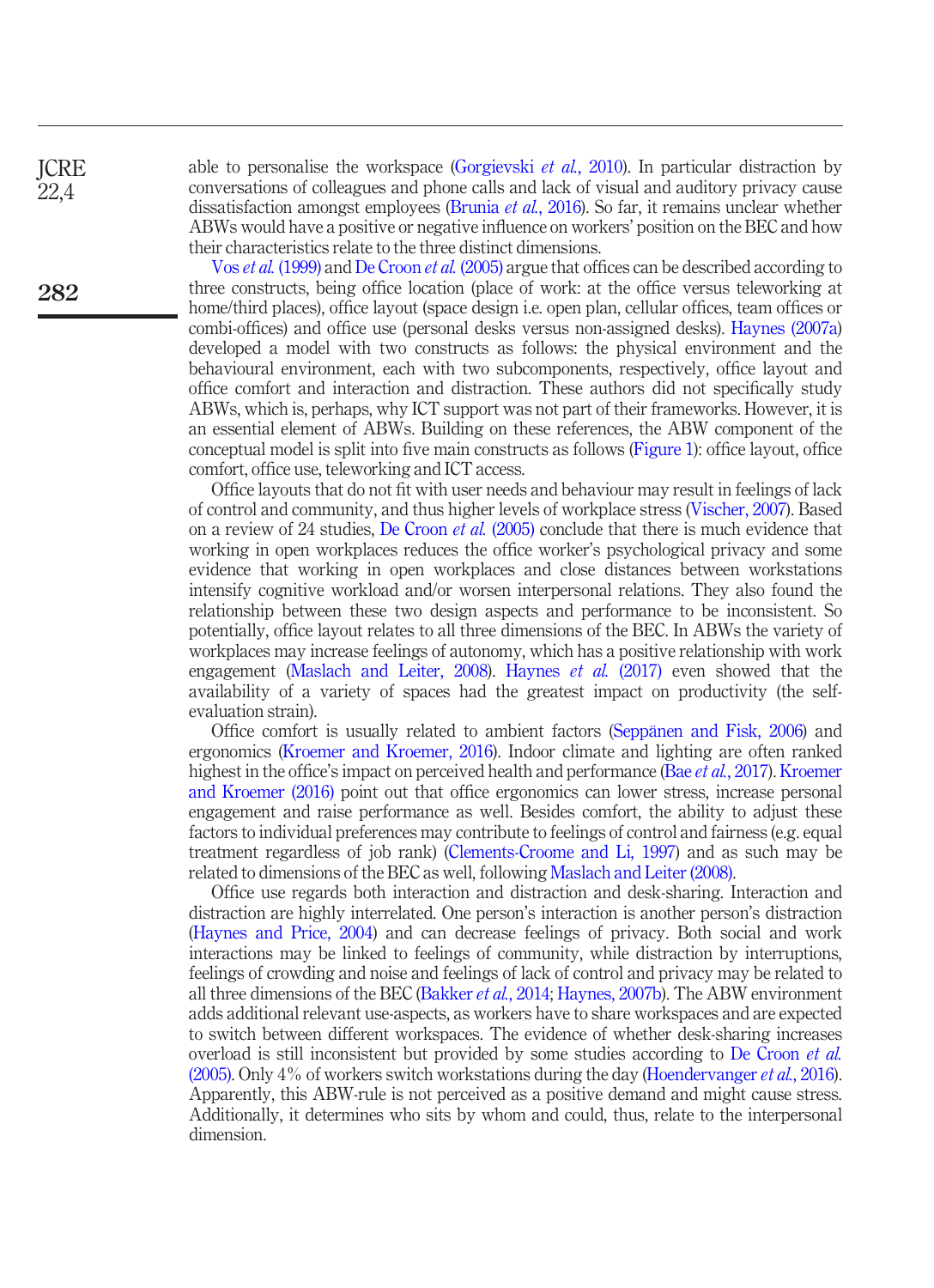able to personalise the workspace (Gorgievski *et al.*, 2010). In particular distraction by conversations of colleagues and phone calls and lack of visual and auditory privacy cause dissatisfaction amongst employees (Brunia *et al.*, 2016). So far, it remains unclear whether ABWs would have a positive or negative influence on workers' position on the BEC and how their characteristics relate to the three distinct dimensions.

Vos *et al.* (1999) and De Croon *et al.* (2005) argue that offices can be described according to three constructs, being office location (place of work: at the office versus teleworking at home/third places), office layout (space design i.e. open plan, cellular offices, team offices or combi-offices) and office use (personal desks versus non-assigned desks). Haynes (2007a) developed a model with two constructs as follows: the physical environment and the behavioural environment, each with two subcomponents, respectively, office layout and office comfort and interaction and distraction. These authors did not specifically study ABWs, which is, perhaps, why ICT support was not part of their frameworks. However, it is an essential element of ABWs. Building on these references, the ABW component of the conceptual model is split into five main constructs as follows (Figure 1): office layout, office comfort, office use, teleworking and ICT access.

Office layouts that do not fit with user needs and behaviour may result in feelings of lack of control and community, and thus higher levels of workplace stress (Vischer, 2007). Based on a review of 24 studies, De Croon *et al.* (2005) conclude that there is much evidence that working in open workplaces reduces the office worker's psychological privacy and some evidence that working in open workplaces and close distances between workstations intensify cognitive workload and/or worsen interpersonal relations. They also found the relationship between these two design aspects and performance to be inconsistent. So potentially, office layout relates to all three dimensions of the BEC. In ABWs the variety of workplaces may increase feelings of autonomy, which has a positive relationship with work engagement (Maslach and Leiter, 2008). Haynes *et al.* (2017) even showed that the availability of a variety of spaces had the greatest impact on productivity (the self-evaluation strain).

Office comfort is usually related to ambient factors (Seppänen and Fisk, 2006) and ergonomics (Kroemer and Kroemer, 2016). Indoor climate and lighting are often ranked highest in the office's impact on perceived health and performance (Bae *et al.*, 2017). Kroemer and Kroemer (2016) point out that office ergonomics can lower stress, increase personal engagement and raise performance as well. Besides comfort, the ability to adjust these factors to individual preferences may contribute to feelings of control and fairness (e.g. equal treatment regardless of job rank) (Clements-Croome and Li, 1997) and as such may be related to dimensions of the BEC as well, following Maslach and Leiter (2008).

Office use regards both interaction and distraction and desk-sharing. Interaction and distraction are highly interrelated. One person's interaction is another person's distraction (Haynes and Price, 2004) and can decrease feelings of privacy. Both social and work interactions may be linked to feelings of community, while distraction by interruptions, feelings of crowding and noise and feelings of lack of control and privacy may be related to all three dimensions of the BEC (Bakker *et al.*, 2014; Haynes, 2007b). The ABW environment adds additional relevant use-aspects, as workers have to share workspaces and are expected to switch between different workspaces. The evidence of whether desk-sharing increases overload is still inconsistent but provided by some studies according to De Croon *et al.* (2005). Only 4% of workers switch workstations during the day (Hoendervanger *et al.*, 2016). Apparently, this ABW-rule is not perceived as a positive demand and might cause stress. Additionally, it determines who sits by whom and could, thus, relate to the interpersonal dimension.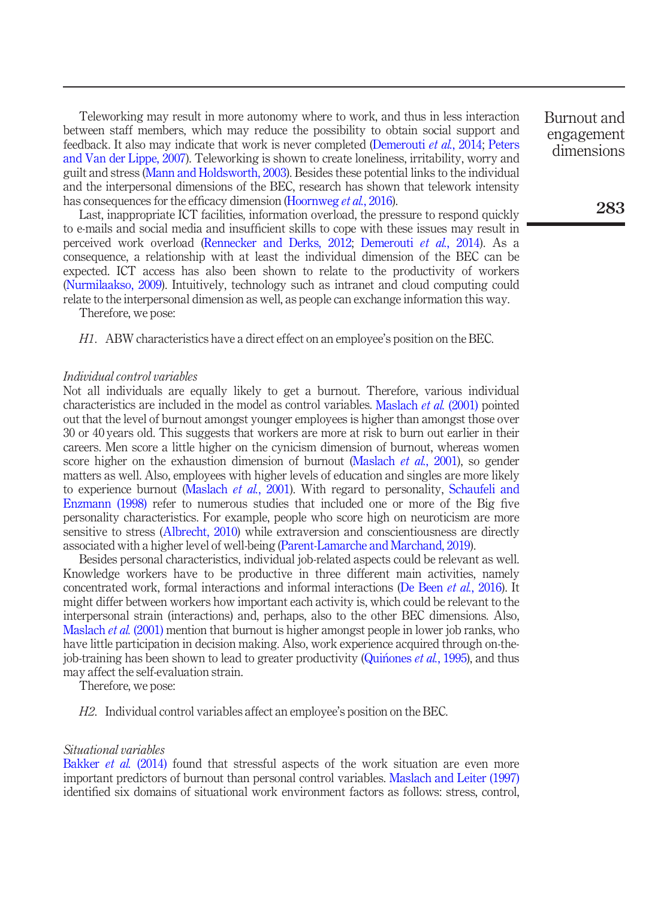Teleworking may result in more autonomy where to work, and thus in less interaction between staff members, which may reduce the possibility to obtain social support and feedback. It also may indicate that work is never completed (Demerouti *et al.*, 2014; Peters and Van der Lippe, 2007). Teleworking is shown to create loneliness, irritability, worry and guilt and stress (Mann and Holdsworth, 2003). Besides these potential links to the individual and the interpersonal dimensions of the BEC, research has shown that telework intensity has consequences for the efficacy dimension (Hoornweg *et al.*, 2016).

Last, inappropriate ICT facilities, information overload, the pressure to respond quickly to e-mails and social media and insufficient skills to cope with these issues may result in perceived work overload (Rennecker and Derks, 2012; Demerouti *et al.*, 2014). As a consequence, a relationship with at least the individual dimension of the BEC can be expected. ICT access has also been shown to relate to the productivity of workers (Nurmilaakso, 2009). Intuitively, technology such as intranet and cloud computing could relate to the interpersonal dimension as well, as people can exchange information this way.

Therefore, we pose:

*H1*. ABW characteristics have a direct effect on an employee's position on the BEC.

### *Individual control variables*

Not all individuals are equally likely to get a burnout. Therefore, various individual characteristics are included in the model as control variables. Maslach *et al.* (2001) pointed out that the level of burnout amongst younger employees is higher than amongst those over 30 or 40 years old. This suggests that workers are more at risk to burn out earlier in their careers. Men score a little higher on the cynicism dimension of burnout, whereas women score higher on the exhaustion dimension of burnout (Maslach *et al.*, 2001), so gender matters as well. Also, employees with higher levels of education and singles are more likely to experience burnout (Maslach *et al.*, 2001). With regard to personality, Schaufeli and Enzmann (1998) refer to numerous studies that included one or more of the Big five personality characteristics. For example, people who score high on neuroticism are more sensitive to stress (Albrecht, 2010) while extraversion and conscientiousness are directly associated with a higher level of well-being (Parent-Lamarche and Marchand, 2019).

Besides personal characteristics, individual job-related aspects could be relevant as well. Knowledge workers have to be productive in three different main activities, namely concentrated work, formal interactions and informal interactions (De Been *et al.*, 2016). It might differ between workers how important each activity is, which could be relevant to the interpersonal strain (interactions) and, perhaps, also to the other BEC dimensions. Also, Maslach *et al.* (2001) mention that burnout is higher amongst people in lower job ranks, who have little participation in decision making. Also, work experience acquired through on-the-job-training has been shown to lead to greater productivity (Quińones *et al.*, 1995), and thus may affect the self-evaluation strain.

Therefore, we pose:

*H2*. Individual control variables affect an employee's position on the BEC.

### *Situational variables*

Bakker *et al.* (2014) found that stressful aspects of the work situation are even more important predictors of burnout than personal control variables. Maslach and Leiter (1997) identified six domains of situational work environment factors as follows: stress, control,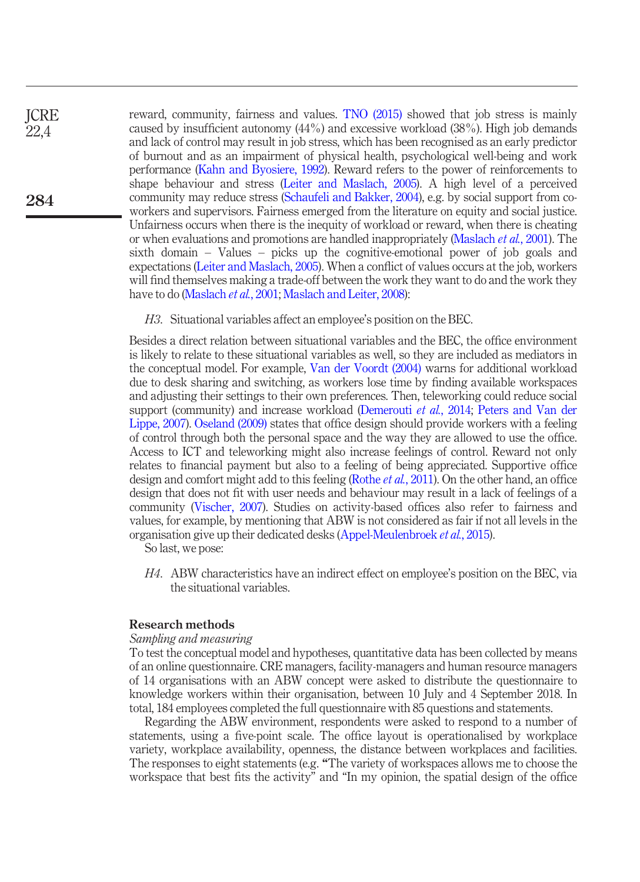reward, community, fairness and values. TNO (2015) showed that job stress is mainly caused by insufficient autonomy (44%) and excessive workload (38%). High job demands and lack of control may result in job stress, which has been recognised as an early predictor of burnout and as an impairment of physical health, psychological well-being and work performance (Kahn and Byosiere, 1992). Reward refers to the power of reinforcements to shape behaviour and stress (Leiter and Maslach, 2005). A high level of a perceived community may reduce stress (Schaufeli and Bakker, 2004), e.g. by social support from co-workers and supervisors. Fairness emerged from the literature on equity and social justice. Unfairness occurs when there is the inequity of workload or reward, when there is cheating or when evaluations and promotions are handled inappropriately (Maslach *et al.*, 2001). The sixth domain – Values – picks up the cognitive-emotional power of job goals and expectations (Leiter and Maslach, 2005). When a conflict of values occurs at the job, workers will find themselves making a trade-off between the work they want to do and the work they have to do (Maslach *et al.*, 2001; Maslach and Leiter, 2008):

*H3*. Situational variables affect an employee's position on the BEC.

Besides a direct relation between situational variables and the BEC, the office environment is likely to relate to these situational variables as well, so they are included as mediators in the conceptual model. For example, Van der Voordt (2004) warns for additional workload due to desk sharing and switching, as workers lose time by finding available workspaces and adjusting their settings to their own preferences. Then, teleworking could reduce social support (community) and increase workload (Demerouti *et al.*, 2014; Peters and Van der Lippe, 2007). Oseland (2009) states that office design should provide workers with a feeling of control through both the personal space and the way they are allowed to use the office. Access to ICT and teleworking might also increase feelings of control. Reward not only relates to financial payment but also to a feeling of being appreciated. Supportive office design and comfort might add to this feeling (Rothe *et al.*, 2011). On the other hand, an office design that does not fit with user needs and behaviour may result in a lack of feelings of a community (Vischer, 2007). Studies on activity-based offices also refer to fairness and values, for example, by mentioning that ABW is not considered as fair if not all levels in the organisation give up their dedicated desks (Appel-Meulenbroek *et al.*, 2015).

So last, we pose:

*H4*. ABW characteristics have an indirect effect on employee's position on the BEC, via the situational variables.

## Research methods

### *Sampling and measuring*

To test the conceptual model and hypotheses, quantitative data has been collected by means of an online questionnaire. CRE managers, facility-managers and human resource managers of 14 organisations with an ABW concept were asked to distribute the questionnaire to knowledge workers within their organisation, between 10 July and 4 September 2018. In total, 184 employees completed the full questionnaire with 85 questions and statements.

Regarding the ABW environment, respondents were asked to respond to a number of statements, using a five-point scale. The office layout is operationalised by workplace variety, workplace availability, openness, the distance between workplaces and facilities. The responses to eight statements (e.g. "The variety of workspaces allows me to choose the workspace that best fits the activity" and "In my opinion, the spatial design of the office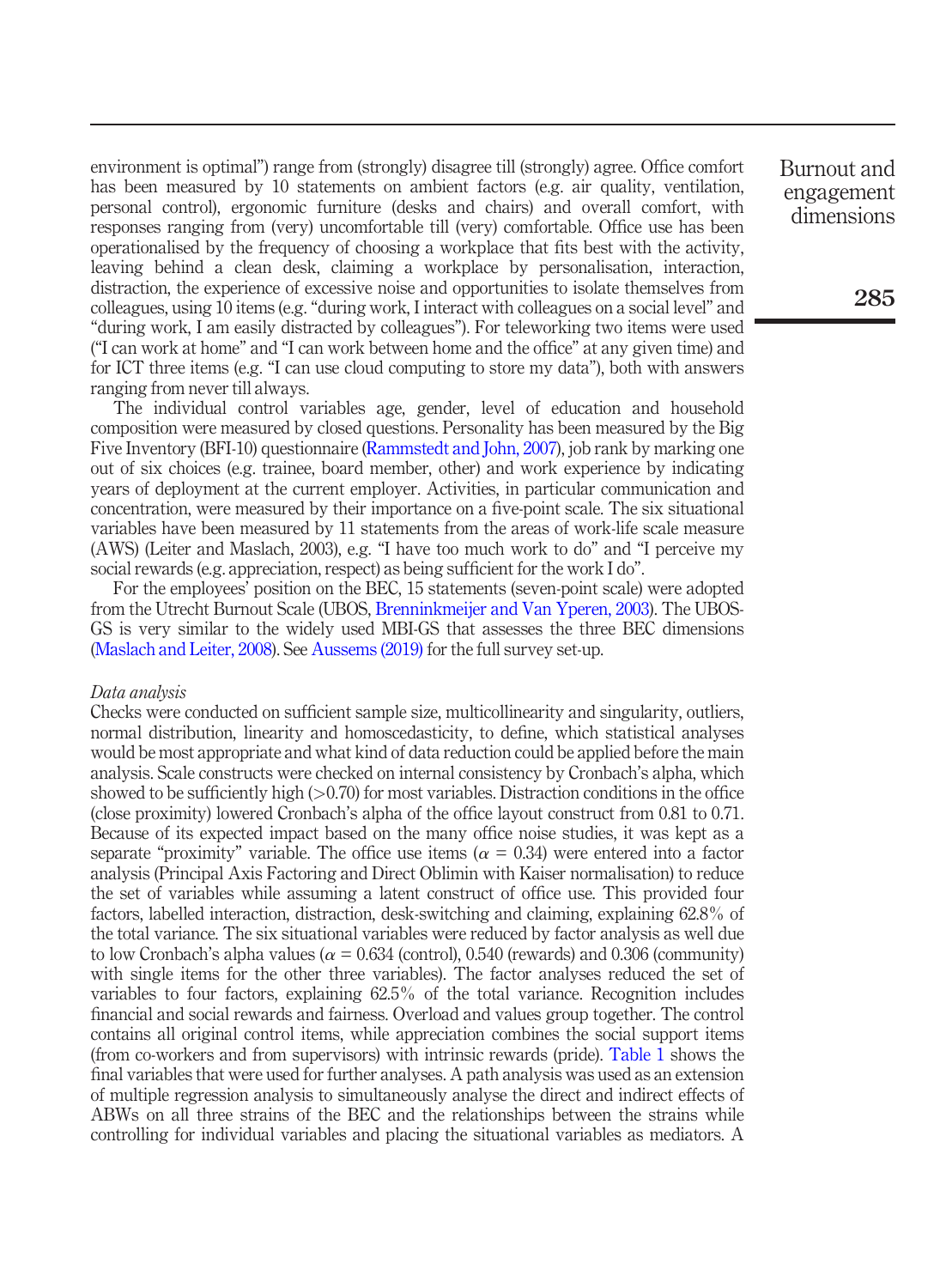environment is optimal") range from (strongly) disagree till (strongly) agree. Office comfort has been measured by 10 statements on ambient factors (e.g. air quality, ventilation, personal control), ergonomic furniture (desks and chairs) and overall comfort, with responses ranging from (very) uncomfortable till (very) comfortable. Office use has been operationalised by the frequency of choosing a workplace that fits best with the activity, leaving behind a clean desk, claiming a workplace by personalisation, interaction, distraction, the experience of excessive noise and opportunities to isolate themselves from colleagues, using 10 items (e.g. "during work, I interact with colleagues on a social level" and "during work, I am easily distracted by colleagues"). For teleworking two items were used ("I can work at home" and "I can work between home and the office" at any given time) and for ICT three items (e.g. "I can use cloud computing to store my data"), both with answers ranging from never till always.

The individual control variables age, gender, level of education and household composition were measured by closed questions. Personality has been measured by the Big Five Inventory (BFI-10) questionnaire (Rammstedt and John, 2007), job rank by marking one out of six choices (e.g. trainee, board member, other) and work experience by indicating years of deployment at the current employer. Activities, in particular communication and concentration, were measured by their importance on a five-point scale. The six situational variables have been measured by 11 statements from the areas of work-life scale measure (AWS) (Leiter and Maslach, 2003), e.g. "I have too much work to do" and "I perceive my social rewards (e.g. appreciation, respect) as being sufficient for the work I do".

For the employees' position on the BEC, 15 statements (seven-point scale) were adopted from the Utrecht Burnout Scale (UBOS, Brenninkmeijer and Van Yperen, 2003). The UBOS-GS is very similar to the widely used MBI-GS that assesses the three BEC dimensions (Maslach and Leiter, 2008). See Aussems (2019) for the full survey set-up.

*Data analysis*

Checks were conducted on sufficient sample size, multicollinearity and singularity, outliers, normal distribution, linearity and homoscedasticity, to define, which statistical analyses would be most appropriate and what kind of data reduction could be applied before the main analysis. Scale constructs were checked on internal consistency by Cronbach's alpha, which showed to be sufficiently high (>0.70) for most variables. Distraction conditions in the office (close proximity) lowered Cronbach's alpha of the office layout construct from 0.81 to 0.71. Because of its expected impact based on the many office noise studies, it was kept as a separate "proximity" variable. The office use items ($\alpha$ = 0.34) were entered into a factor analysis (Principal Axis Factoring and Direct Oblimin with Kaiser normalisation) to reduce the set of variables while assuming a latent construct of office use. This provided four factors, labelled interaction, distraction, desk-switching and claiming, explaining 62.8% of the total variance. The six situational variables were reduced by factor analysis as well due to low Cronbach's alpha values ($\alpha$ = 0.634 (control), 0.540 (rewards) and 0.306 (community) with single items for the other three variables). The factor analyses reduced the set of variables to four factors, explaining 62.5% of the total variance. Recognition includes financial and social rewards and fairness. Overload and values group together. The control contains all original control items, while appreciation combines the social support items (from co-workers and from supervisors) with intrinsic rewards (pride). Table 1 shows the final variables that were used for further analyses. A path analysis was used as an extension of multiple regression analysis to simultaneously analyse the direct and indirect effects of ABWs on all three strains of the BEC and the relationships between the strains while controlling for individual variables and placing the situational variables as mediators. A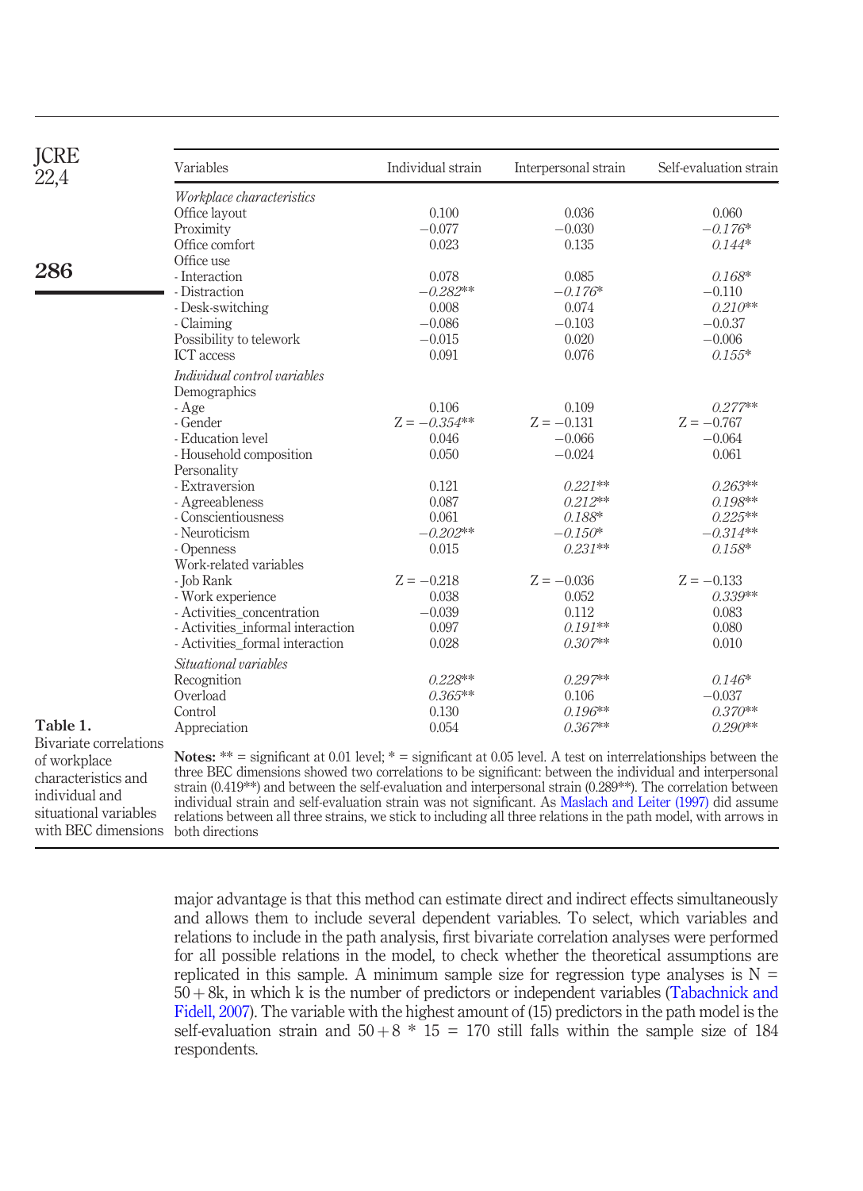**Table 1.** Bivariate correlations of workplace characteristics and individual and situational variables with BEC dimensions

| Variables | Individual strain | Interpersonal strain | Self-evaluation strain |
|---|---|---|---|
| *Workplace characteristics* | | | |
| Office layout | 0.100 | 0.036 | 0.060 |
| Proximity | −0.077 | −0.030 | *−0.176** |
| Office comfort | 0.023 | 0.135 | *0.144** |
| Office use | | | |
| - Interaction | 0.078 | 0.085 | *0.168** |
| - Distraction | *−0.282*** | *−0.176** | −0.110 |
| - Desk-switching | 0.008 | 0.074 | *0.210*** |
| - Claiming | −0.086 | −0.103 | −0.0.37 |
| Possibility to telework | −0.015 | 0.020 | −0.006 |
| ICT access | 0.091 | 0.076 | *0.155** |
| *Individual control variables* | | | |
| Demographics | | | |
| - Age | 0.106 | 0.109 | *0.277*** |
| - Gender | Z = *−0.354*** | Z = −0.131 | Z = −0.767 |
| - Education level | 0.046 | −0.066 | −0.064 |
| - Household composition | 0.050 | −0.024 | 0.061 |
| Personality | | | |
| - Extraversion | 0.121 | *0.221*** | *0.263*** |
| - Agreeableness | 0.087 | *0.212*** | *0.198*** |
| - Conscientiousness | 0.061 | *0.188** | *0.225*** |
| - Neuroticism | *−0.202*** | *−0.150** | *−0.314*** |
| - Openness | 0.015 | *0.231*** | *0.158** |
| Work-related variables | | | |
| - Job Rank | Z = −0.218 | Z = −0.036 | Z = −0.133 |
| - Work experience | 0.038 | 0.052 | *0.339*** |
| - Activities_concentration | −0.039 | 0.112 | 0.083 |
| - Activities_informal interaction | 0.097 | *0.191*** | 0.080 |
| - Activities_formal interaction | 0.028 | *0.307*** | 0.010 |
| *Situational variables* | | | |
| Recognition | *0.228*** | *0.297*** | *0.146** |
| Overload | *0.365*** | 0.106 | −0.037 |
| Control | 0.130 | *0.196*** | *0.370*** |
| Appreciation | 0.054 | *0.367*** | *0.290*** |

**Notes:** ** = significant at 0.01 level; * = significant at 0.05 level. A test on interrelationships between the three BEC dimensions showed two correlations to be significant: between the individual and interpersonal strain (0.419**) and between the self-evaluation and interpersonal strain (0.289**). The correlation between individual strain and self-evaluation strain was not significant. As Maslach and Leiter (1997) did assume relations between all three strains, we stick to including all three relations in the path model, with arrows in both directions

major advantage is that this method can estimate direct and indirect effects simultaneously and allows them to include several dependent variables. To select, which variables and relations to include in the path analysis, first bivariate correlation analyses were performed for all possible relations in the model, to check whether the theoretical assumptions are replicated in this sample. A minimum sample size for regression type analyses is $N = 50 + 8k$, in which k is the number of predictors or independent variables (Tabachnick and Fidell, 2007). The variable with the highest amount of (15) predictors in the path model is the self-evaluation strain and $50 + 8 * 15 = 170$ still falls within the sample size of 184 respondents.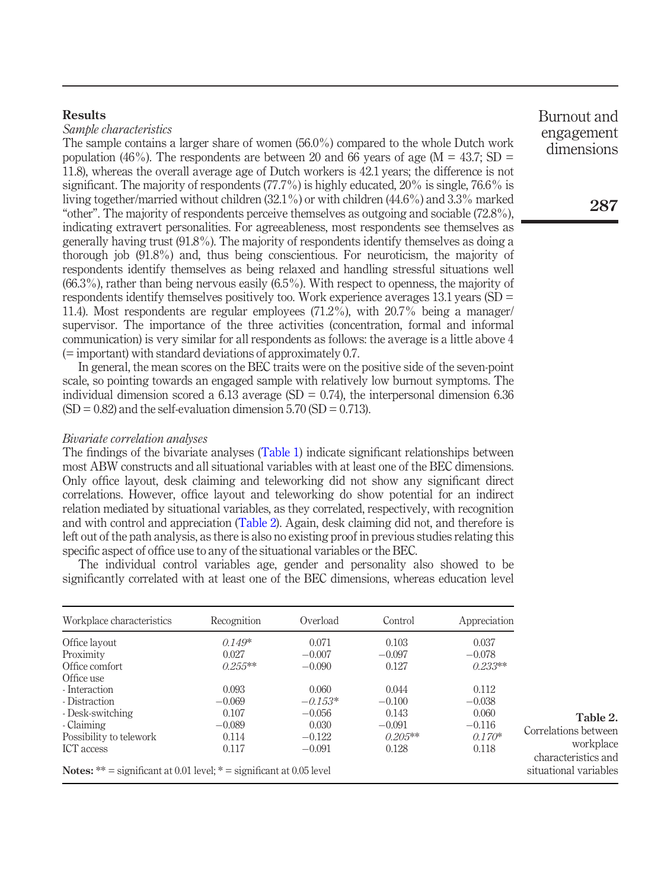## Results

*Sample characteristics*

The sample contains a larger share of women (56.0%) compared to the whole Dutch work population (46%). The respondents are between 20 and 66 years of age (M = 43.7; SD = 11.8), whereas the overall average age of Dutch workers is 42.1 years; the difference is not significant. The majority of respondents (77.7%) is highly educated, 20% is single, 76.6% is living together/married without children (32.1%) or with children (44.6%) and 3.3% marked "other". The majority of respondents perceive themselves as outgoing and sociable (72.8%), indicating extravert personalities. For agreeableness, most respondents see themselves as generally having trust (91.8%). The majority of respondents identify themselves as doing a thorough job (91.8%) and, thus being conscientious. For neuroticism, the majority of respondents identify themselves as being relaxed and handling stressful situations well (66.3%), rather than being nervous easily (6.5%). With respect to openness, the majority of respondents identify themselves positively too. Work experience averages 13.1 years (SD = 11.4). Most respondents are regular employees (71.2%), with 20.7% being a manager/supervisor. The importance of the three activities (concentration, formal and informal communication) is very similar for all respondents as follows: the average is a little above 4 (= important) with standard deviations of approximately 0.7.

In general, the mean scores on the BEC traits were on the positive side of the seven-point scale, so pointing towards an engaged sample with relatively low burnout symptoms. The individual dimension scored a 6.13 average (SD = 0.74), the interpersonal dimension 6.36 (SD = 0.82) and the self-evaluation dimension 5.70 (SD = 0.713).

*Bivariate correlation analyses*

The findings of the bivariate analyses (Table 1) indicate significant relationships between most ABW constructs and all situational variables with at least one of the BEC dimensions. Only office layout, desk claiming and teleworking did not show any significant direct correlations. However, office layout and teleworking do show potential for an indirect relation mediated by situational variables, as they correlated, respectively, with recognition and with control and appreciation (Table 2). Again, desk claiming did not, and therefore is left out of the path analysis, as there is also no existing proof in previous studies relating this specific aspect of office use to any of the situational variables or the BEC.

The individual control variables age, gender and personality also showed to be significantly correlated with at least one of the BEC dimensions, whereas education level

**Table 2.** Correlations between workplace characteristics and situational variables

| Workplace characteristics | Recognition | Overload | Control | Appreciation |
|---|---|---|---|---|
| Office layout | *0.149\** | 0.071 | 0.103 | 0.037 |
| Proximity | 0.027 | −0.007 | −0.097 | −0.078 |
| Office comfort | *0.255\*\** | −0.090 | 0.127 | *0.233\*\** |
| Office use | | | | |
| - Interaction | 0.093 | 0.060 | 0.044 | 0.112 |
| - Distraction | −0.069 | *−0.153\** | −0.100 | −0.038 |
| - Desk-switching | 0.107 | −0.056 | 0.143 | 0.060 |
| - Claiming | −0.089 | 0.030 | −0.091 | −0.116 |
| Possibility to telework | 0.114 | −0.122 | *0.205\*\** | *0.170\** |
| ICT access | 0.117 | −0.091 | 0.128 | 0.118 |

**Notes:** ** = significant at 0.01 level; * = significant at 0.05 level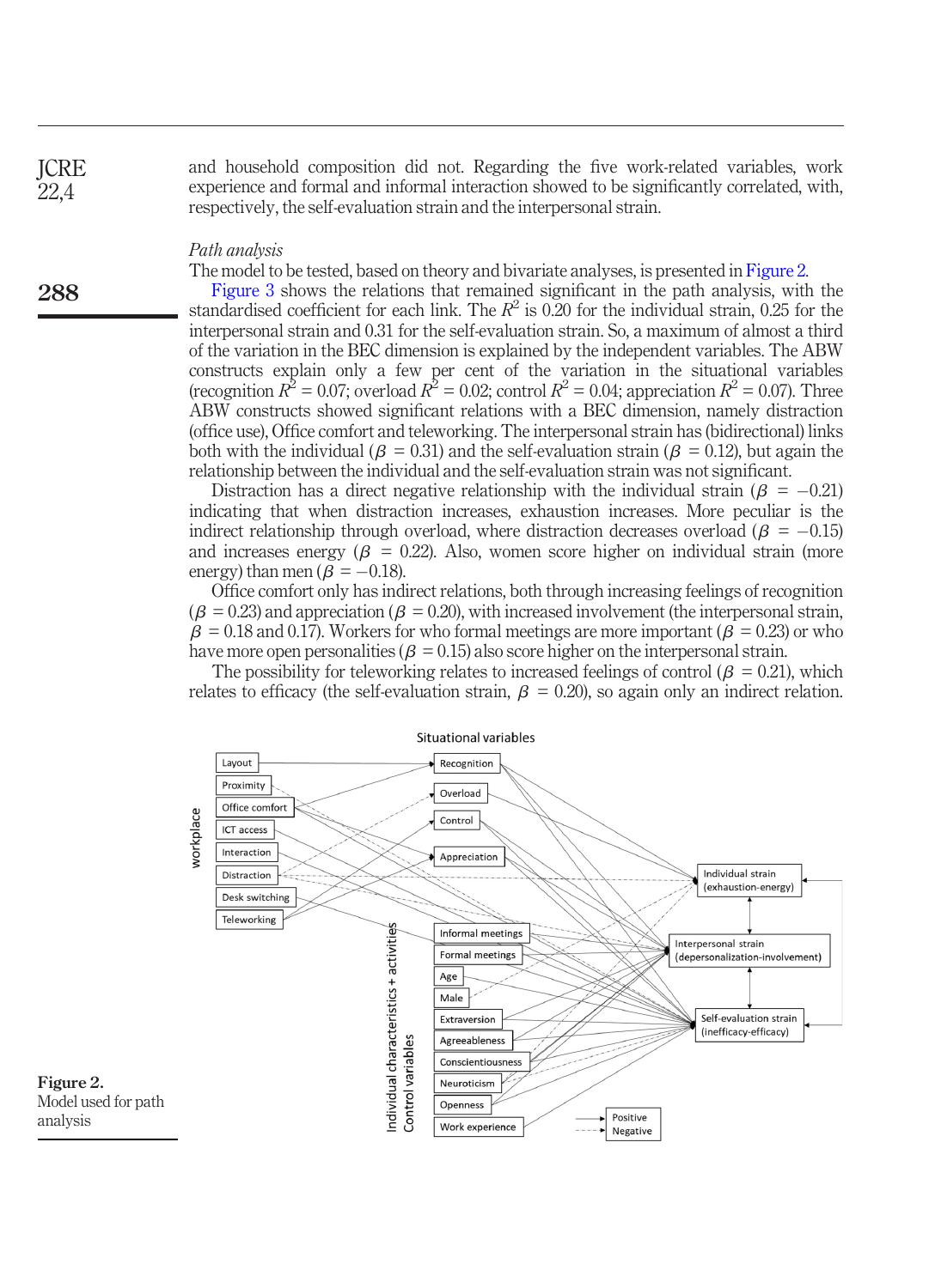and household composition did not. Regarding the five work-related variables, work experience and formal and informal interaction showed to be significantly correlated, with, respectively, the self-evaluation strain and the interpersonal strain.

*Path analysis*

The model to be tested, based on theory and bivariate analyses, is presented in Figure 2.

Figure 3 shows the relations that remained significant in the path analysis, with the standardised coefficient for each link. The $R^2$ is 0.20 for the individual strain, 0.25 for the interpersonal strain and 0.31 for the self-evaluation strain. So, a maximum of almost a third of the variation in the BEC dimension is explained by the independent variables. The ABW constructs explain only a few per cent of the variation in the situational variables (recognition $R^2 = 0.07$; overload $R^2 = 0.02$; control $R^2 = 0.04$; appreciation $R^2 = 0.07$). Three ABW constructs showed significant relations with a BEC dimension, namely distraction (office use), Office comfort and teleworking. The interpersonal strain has (bidirectional) links both with the individual ($\beta = 0.31$) and the self-evaluation strain ($\beta = 0.12$), but again the relationship between the individual and the self-evaluation strain was not significant.

Distraction has a direct negative relationship with the individual strain ($\beta = -0.21$) indicating that when distraction increases, exhaustion increases. More peculiar is the indirect relationship through overload, where distraction decreases overload ($\beta = -0.15$) and increases energy ($\beta = 0.22$). Also, women score higher on individual strain (more energy) than men ($\beta = -0.18$).

Office comfort only has indirect relations, both through increasing feelings of recognition ($\beta = 0.23$) and appreciation ($\beta = 0.20$), with increased involvement (the interpersonal strain, $\beta = 0.18$ and 0.17). Workers for who formal meetings are more important ($\beta = 0.23$) or who have more open personalities ($\beta = 0.15$) also score higher on the interpersonal strain.

The possibility for teleworking relates to increased feelings of control ($\beta = 0.21$), which relates to efficacy (the self-evaluation strain, $\beta = 0.20$), so again only an indirect relation.

Situational variables

workplace

Layout
Proximity
Office comfort
ICT access
Interaction
Distraction
Desk switching
Teleworking

Recognition
Overload
Control
Appreciation

Individual characteristics + activities
Control variables

Informal meetings
Formal meetings
Age
Male
Extraversion
Agreeableness
Conscientiousness
Neuroticism
Openness
Work experience

Individual strain (exhaustion-energy)
Interpersonal strain (depersonalization-involvement)
Self-evaluation strain (inefficacy-efficacy)

Positive
Negative

**Figure 2.** Model used for path analysis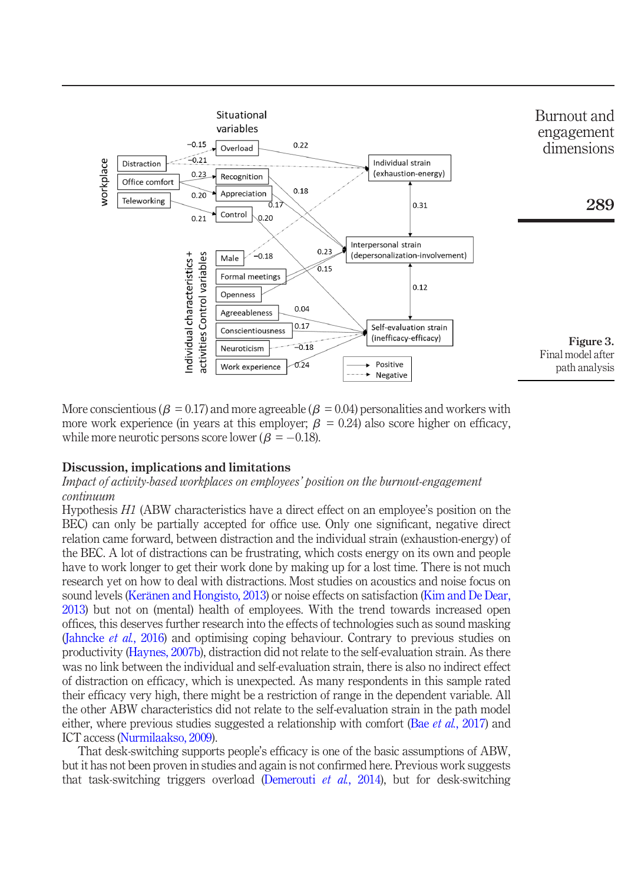Situational variables

workplace

Distraction

Office comfort

Teleworking

Overload

Recognition

Appreciation

Control

−0.15

−0.21

0.23

0.20

0.21

0.22

0.18

0.17

0.20

Individual strain (exhaustion-energy)

Interpersonal strain (depersonalization-involvement)

Self-evaluation strain (inefficacy-efficacy)

0.31

0.12

Individual characteristics + activities Control variables

Male

Formal meetings

Openness

Agreeableness

Conscientiousness

Neuroticism

Work experience

−0.18

0.23

0.15

0.04

0.17

−0.18

0.24

Positive

Negative

**Figure 3.** Final model after path analysis

More conscientious ($\beta$ = 0.17) and more agreeable ($\beta$ = 0.04) personalities and workers with more work experience (in years at this employer; $\beta$ = 0.24) also score higher on efficacy, while more neurotic persons score lower ($\beta$ = −0.18).

## Discussion, implications and limitations

*Impact of activity-based workplaces on employees' position on the burnout-engagement continuum*

Hypothesis *H1* (ABW characteristics have a direct effect on an employee's position on the BEC) can only be partially accepted for office use. Only one significant, negative direct relation came forward, between distraction and the individual strain (exhaustion-energy) of the BEC. A lot of distractions can be frustrating, which costs energy on its own and people have to work longer to get their work done by making up for a lost time. There is not much research yet on how to deal with distractions. Most studies on acoustics and noise focus on sound levels (Keränen and Hongisto, 2013) or noise effects on satisfaction (Kim and De Dear, 2013) but not on (mental) health of employees. With the trend towards increased open offices, this deserves further research into the effects of technologies such as sound masking (Jahncke *et al.*, 2016) and optimising coping behaviour. Contrary to previous studies on productivity (Haynes, 2007b), distraction did not relate to the self-evaluation strain. As there was no link between the individual and self-evaluation strain, there is also no indirect effect of distraction on efficacy, which is unexpected. As many respondents in this sample rated their efficacy very high, there might be a restriction of range in the dependent variable. All the other ABW characteristics did not relate to the self-evaluation strain in the path model either, where previous studies suggested a relationship with comfort (Bae *et al.*, 2017) and ICT access (Nurmilaakso, 2009).

That desk-switching supports people's efficacy is one of the basic assumptions of ABW, but it has not been proven in studies and again is not confirmed here. Previous work suggests that task-switching triggers overload (Demerouti *et al.*, 2014), but for desk-switching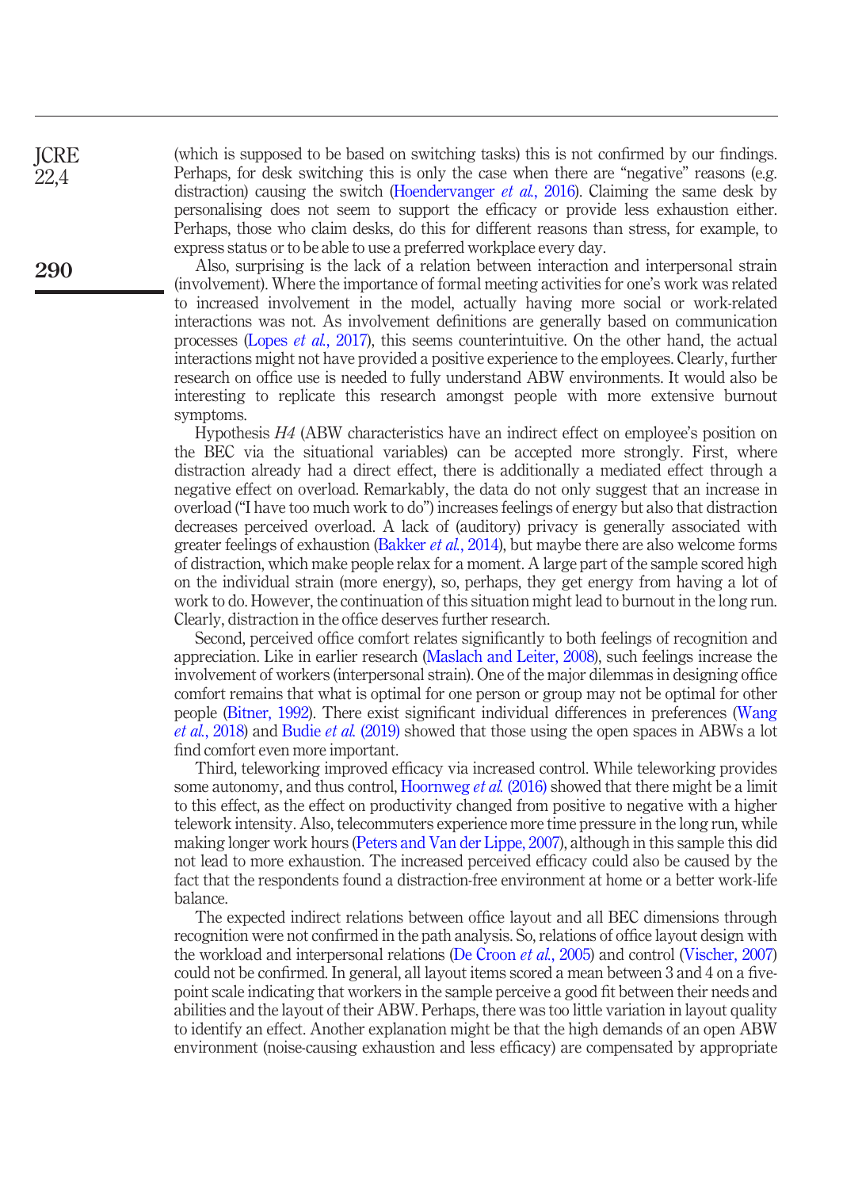(which is supposed to be based on switching tasks) this is not confirmed by our findings. Perhaps, for desk switching this is only the case when there are "negative" reasons (e.g. distraction) causing the switch (Hoendervanger *et al.*, 2016). Claiming the same desk by personalising does not seem to support the efficacy or provide less exhaustion either. Perhaps, those who claim desks, do this for different reasons than stress, for example, to express status or to be able to use a preferred workplace every day.

Also, surprising is the lack of a relation between interaction and interpersonal strain (involvement). Where the importance of formal meeting activities for one's work was related to increased involvement in the model, actually having more social or work-related interactions was not. As involvement definitions are generally based on communication processes (Lopes *et al.*, 2017), this seems counterintuitive. On the other hand, the actual interactions might not have provided a positive experience to the employees. Clearly, further research on office use is needed to fully understand ABW environments. It would also be interesting to replicate this research amongst people with more extensive burnout symptoms.

Hypothesis *H4* (ABW characteristics have an indirect effect on employee's position on the BEC via the situational variables) can be accepted more strongly. First, where distraction already had a direct effect, there is additionally a mediated effect through a negative effect on overload. Remarkably, the data do not only suggest that an increase in overload ("I have too much work to do") increases feelings of energy but also that distraction decreases perceived overload. A lack of (auditory) privacy is generally associated with greater feelings of exhaustion (Bakker *et al.*, 2014), but maybe there are also welcome forms of distraction, which make people relax for a moment. A large part of the sample scored high on the individual strain (more energy), so, perhaps, they get energy from having a lot of work to do. However, the continuation of this situation might lead to burnout in the long run. Clearly, distraction in the office deserves further research.

Second, perceived office comfort relates significantly to both feelings of recognition and appreciation. Like in earlier research (Maslach and Leiter, 2008), such feelings increase the involvement of workers (interpersonal strain). One of the major dilemmas in designing office comfort remains that what is optimal for one person or group may not be optimal for other people (Bitner, 1992). There exist significant individual differences in preferences (Wang *et al.*, 2018) and Budie *et al.* (2019) showed that those using the open spaces in ABWs a lot find comfort even more important.

Third, teleworking improved efficacy via increased control. While teleworking provides some autonomy, and thus control, Hoornweg *et al.* (2016) showed that there might be a limit to this effect, as the effect on productivity changed from positive to negative with a higher telework intensity. Also, telecommuters experience more time pressure in the long run, while making longer work hours (Peters and Van der Lippe, 2007), although in this sample this did not lead to more exhaustion. The increased perceived efficacy could also be caused by the fact that the respondents found a distraction-free environment at home or a better work-life balance.

The expected indirect relations between office layout and all BEC dimensions through recognition were not confirmed in the path analysis. So, relations of office layout design with the workload and interpersonal relations (De Croon *et al.*, 2005) and control (Vischer, 2007) could not be confirmed. In general, all layout items scored a mean between 3 and 4 on a five-point scale indicating that workers in the sample perceive a good fit between their needs and abilities and the layout of their ABW. Perhaps, there was too little variation in layout quality to identify an effect. Another explanation might be that the high demands of an open ABW environment (noise-causing exhaustion and less efficacy) are compensated by appropriate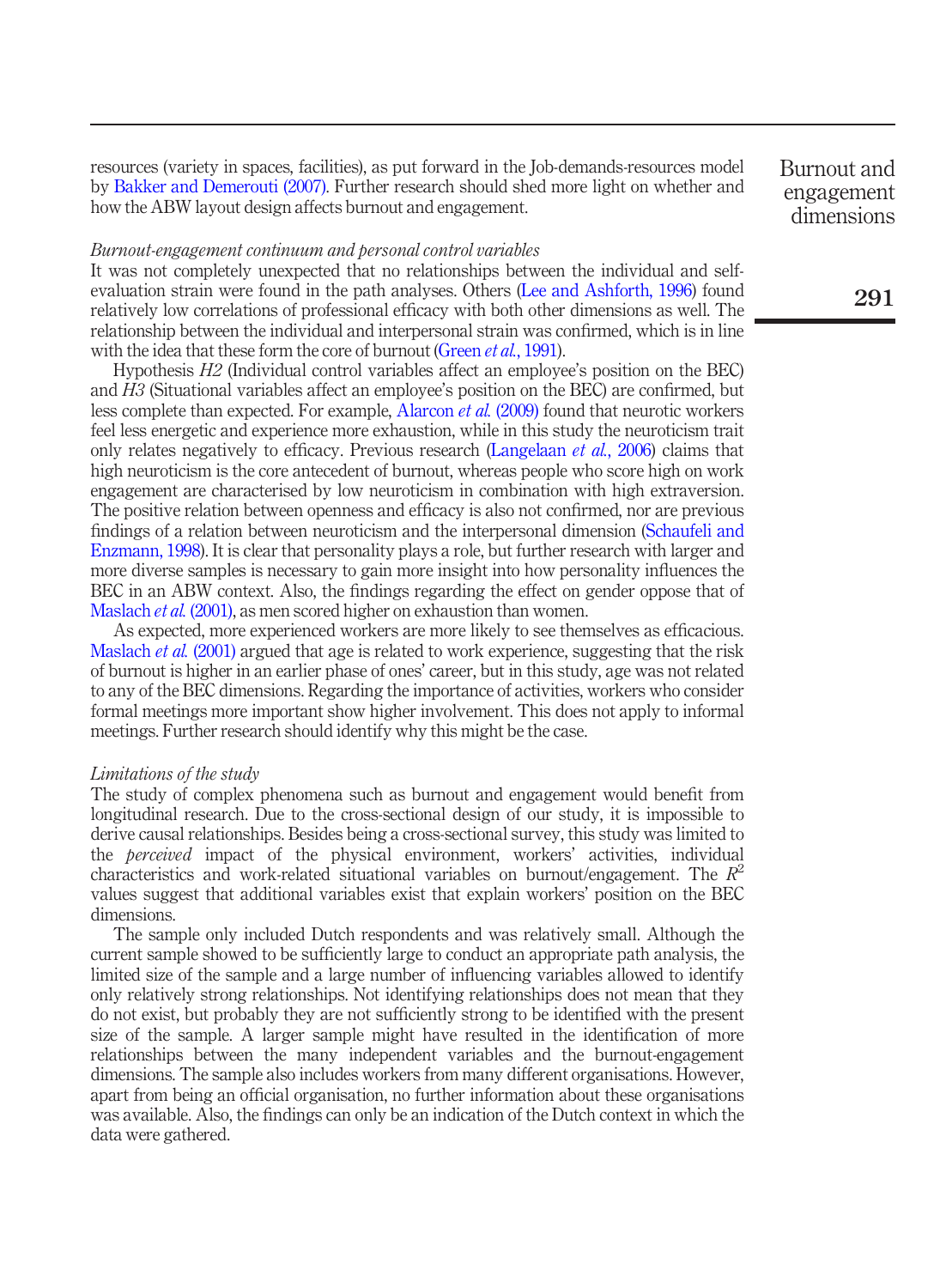resources (variety in spaces, facilities), as put forward in the Job-demands-resources model by Bakker and Demerouti (2007). Further research should shed more light on whether and how the ABW layout design affects burnout and engagement.

### *Burnout-engagement continuum and personal control variables*

It was not completely unexpected that no relationships between the individual and self-evaluation strain were found in the path analyses. Others (Lee and Ashforth, 1996) found relatively low correlations of professional efficacy with both other dimensions as well. The relationship between the individual and interpersonal strain was confirmed, which is in line with the idea that these form the core of burnout (Green *et al.*, 1991).

Hypothesis *H2* (Individual control variables affect an employee's position on the BEC) and *H3* (Situational variables affect an employee's position on the BEC) are confirmed, but less complete than expected. For example, Alarcon *et al.* (2009) found that neurotic workers feel less energetic and experience more exhaustion, while in this study the neuroticism trait only relates negatively to efficacy. Previous research (Langelaan *et al.*, 2006) claims that high neuroticism is the core antecedent of burnout, whereas people who score high on work engagement are characterised by low neuroticism in combination with high extraversion. The positive relation between openness and efficacy is also not confirmed, nor are previous findings of a relation between neuroticism and the interpersonal dimension (Schaufeli and Enzmann, 1998). It is clear that personality plays a role, but further research with larger and more diverse samples is necessary to gain more insight into how personality influences the BEC in an ABW context. Also, the findings regarding the effect on gender oppose that of Maslach *et al.* (2001), as men scored higher on exhaustion than women.

As expected, more experienced workers are more likely to see themselves as efficacious. Maslach *et al.* (2001) argued that age is related to work experience, suggesting that the risk of burnout is higher in an earlier phase of ones' career, but in this study, age was not related to any of the BEC dimensions. Regarding the importance of activities, workers who consider formal meetings more important show higher involvement. This does not apply to informal meetings. Further research should identify why this might be the case.

### *Limitations of the study*

The study of complex phenomena such as burnout and engagement would benefit from longitudinal research. Due to the cross-sectional design of our study, it is impossible to derive causal relationships. Besides being a cross-sectional survey, this study was limited to the *perceived* impact of the physical environment, workers' activities, individual characteristics and work-related situational variables on burnout/engagement. The $R^2$ values suggest that additional variables exist that explain workers' position on the BEC dimensions.

The sample only included Dutch respondents and was relatively small. Although the current sample showed to be sufficiently large to conduct an appropriate path analysis, the limited size of the sample and a large number of influencing variables allowed to identify only relatively strong relationships. Not identifying relationships does not mean that they do not exist, but probably they are not sufficiently strong to be identified with the present size of the sample. A larger sample might have resulted in the identification of more relationships between the many independent variables and the burnout-engagement dimensions. The sample also includes workers from many different organisations. However, apart from being an official organisation, no further information about these organisations was available. Also, the findings can only be an indication of the Dutch context in which the data were gathered.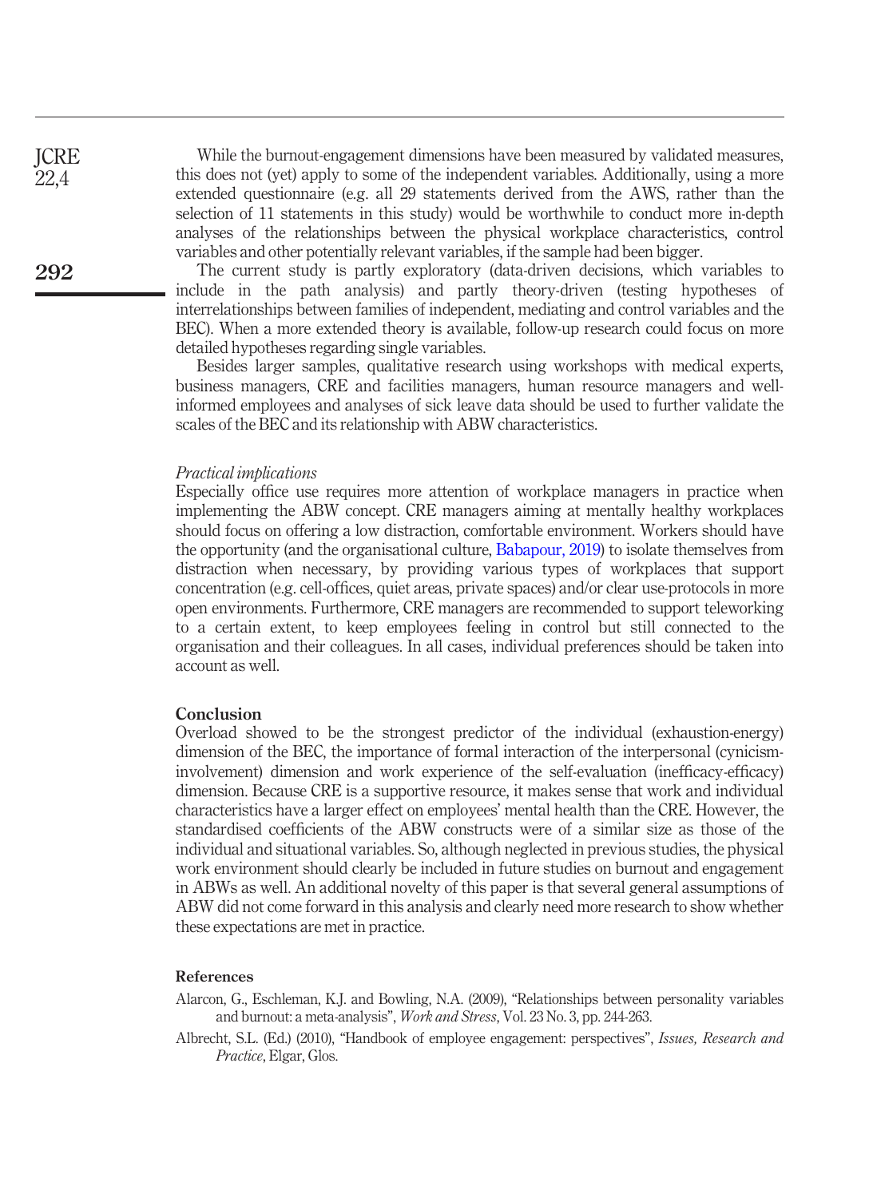While the burnout-engagement dimensions have been measured by validated measures, this does not (yet) apply to some of the independent variables. Additionally, using a more extended questionnaire (e.g. all 29 statements derived from the AWS, rather than the selection of 11 statements in this study) would be worthwhile to conduct more in-depth analyses of the relationships between the physical workplace characteristics, control variables and other potentially relevant variables, if the sample had been bigger.

The current study is partly exploratory (data-driven decisions, which variables to include in the path analysis) and partly theory-driven (testing hypotheses of interrelationships between families of independent, mediating and control variables and the BEC). When a more extended theory is available, follow-up research could focus on more detailed hypotheses regarding single variables.

Besides larger samples, qualitative research using workshops with medical experts, business managers, CRE and facilities managers, human resource managers and well-informed employees and analyses of sick leave data should be used to further validate the scales of the BEC and its relationship with ABW characteristics.

### *Practical implications*

Especially office use requires more attention of workplace managers in practice when implementing the ABW concept. CRE managers aiming at mentally healthy workplaces should focus on offering a low distraction, comfortable environment. Workers should have the opportunity (and the organisational culture, Babapour, 2019) to isolate themselves from distraction when necessary, by providing various types of workplaces that support concentration (e.g. cell-offices, quiet areas, private spaces) and/or clear use-protocols in more open environments. Furthermore, CRE managers are recommended to support teleworking to a certain extent, to keep employees feeling in control but still connected to the organisation and their colleagues. In all cases, individual preferences should be taken into account as well.

## Conclusion

Overload showed to be the strongest predictor of the individual (exhaustion-energy) dimension of the BEC, the importance of formal interaction of the interpersonal (cynicism-involvement) dimension and work experience of the self-evaluation (inefficacy-efficacy) dimension. Because CRE is a supportive resource, it makes sense that work and individual characteristics have a larger effect on employees' mental health than the CRE. However, the standardised coefficients of the ABW constructs were of a similar size as those of the individual and situational variables. So, although neglected in previous studies, the physical work environment should clearly be included in future studies on burnout and engagement in ABWs as well. An additional novelty of this paper is that several general assumptions of ABW did not come forward in this analysis and clearly need more research to show whether these expectations are met in practice.

## References

Alarcon, G., Eschleman, K.J. and Bowling, N.A. (2009), "Relationships between personality variables and burnout: a meta-analysis", *Work and Stress*, Vol. 23 No. 3, pp. 244-263.

Albrecht, S.L. (Ed.) (2010), "Handbook of employee engagement: perspectives", *Issues, Research and Practice*, Elgar, Glos.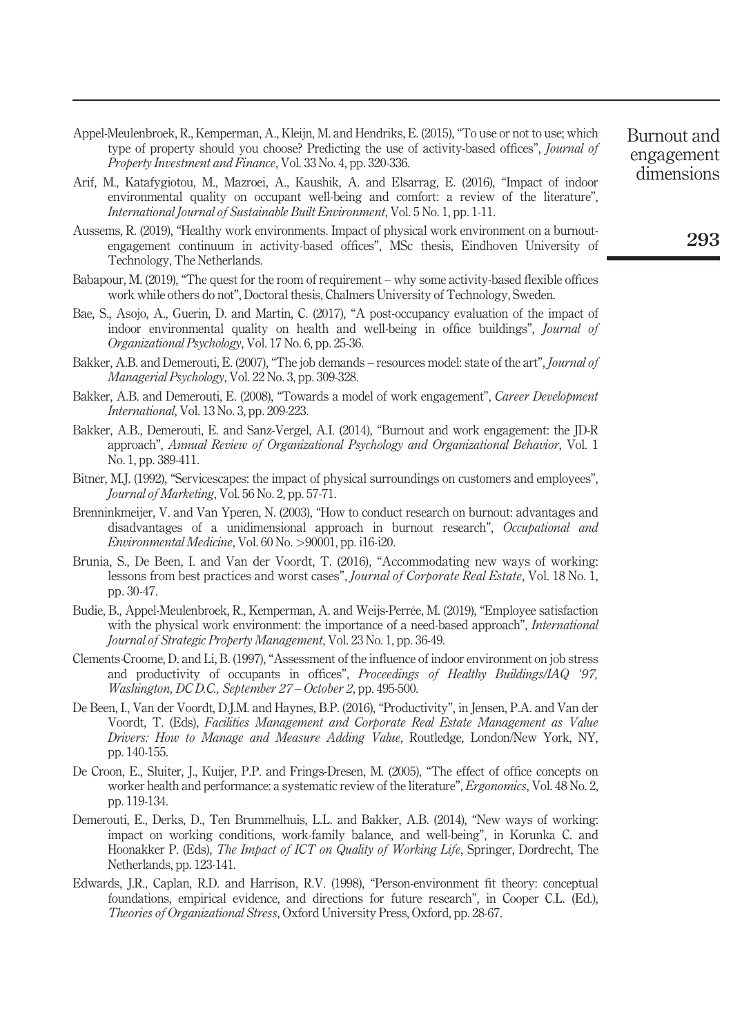Appel-Meulenbroek, R., Kemperman, A., Kleijn, M. and Hendriks, E. (2015), "To use or not to use; which type of property should you choose? Predicting the use of activity-based offices", *Journal of Property Investment and Finance*, Vol. 33 No. 4, pp. 320-336.

Arif, M., Katafygiotou, M., Mazroei, A., Kaushik, A. and Elsarrag, E. (2016), "Impact of indoor environmental quality on occupant well-being and comfort: a review of the literature", *International Journal of Sustainable Built Environment*, Vol. 5 No. 1, pp. 1-11.

Aussems, R. (2019), "Healthy work environments. Impact of physical work environment on a burnout-engagement continuum in activity-based offices", MSc thesis, Eindhoven University of Technology, The Netherlands.

Babapour, M. (2019), "The quest for the room of requirement – why some activity-based flexible offices work while others do not", Doctoral thesis, Chalmers University of Technology, Sweden.

Bae, S., Asojo, A., Guerin, D. and Martin, C. (2017), "A post-occupancy evaluation of the impact of indoor environmental quality on health and well-being in office buildings", *Journal of Organizational Psychology*, Vol. 17 No. 6, pp. 25-36.

Bakker, A.B. and Demerouti, E. (2007), "The job demands – resources model: state of the art", *Journal of Managerial Psychology*, Vol. 22 No. 3, pp. 309-328.

Bakker, A.B. and Demerouti, E. (2008), "Towards a model of work engagement", *Career Development International*, Vol. 13 No. 3, pp. 209-223.

Bakker, A.B., Demerouti, E. and Sanz-Vergel, A.I. (2014), "Burnout and work engagement: the JD-R approach", *Annual Review of Organizational Psychology and Organizational Behavior*, Vol. 1 No. 1, pp. 389-411.

Bitner, M.J. (1992), "Servicescapes: the impact of physical surroundings on customers and employees", *Journal of Marketing*, Vol. 56 No. 2, pp. 57-71.

Brenninkmeijer, V. and Van Yperen, N. (2003), "How to conduct research on burnout: advantages and disadvantages of a unidimensional approach in burnout research", *Occupational and Environmental Medicine*, Vol. 60 No. >90001, pp. i16-i20.

Brunia, S., De Been, I. and Van der Voordt, T. (2016), "Accommodating new ways of working: lessons from best practices and worst cases", *Journal of Corporate Real Estate*, Vol. 18 No. 1, pp. 30-47.

Budie, B., Appel-Meulenbroek, R., Kemperman, A. and Weijs-Perrée, M. (2019), "Employee satisfaction with the physical work environment: the importance of a need-based approach", *International Journal of Strategic Property Management*, Vol. 23 No. 1, pp. 36-49.

Clements-Croome, D. and Li, B. (1997), "Assessment of the influence of indoor environment on job stress and productivity of occupants in offices", *Proceedings of Healthy Buildings/IAQ '97, Washington, DC D.C., September 27 – October 2*, pp. 495-500.

De Been, I., Van der Voordt, D.J.M. and Haynes, B.P. (2016), "Productivity", in Jensen, P.A. and Van der Voordt, T. (Eds), *Facilities Management and Corporate Real Estate Management as Value Drivers: How to Manage and Measure Adding Value*, Routledge, London/New York, NY, pp. 140-155.

De Croon, E., Sluiter, J., Kuijer, P.P. and Frings-Dresen, M. (2005), "The effect of office concepts on worker health and performance: a systematic review of the literature", *Ergonomics*, Vol. 48 No. 2, pp. 119-134.

Demerouti, E., Derks, D., Ten Brummelhuis, L.L. and Bakker, A.B. (2014), "New ways of working: impact on working conditions, work-family balance, and well-being", in Korunka C. and Hoonakker P. (Eds), *The Impact of ICT on Quality of Working Life*, Springer, Dordrecht, The Netherlands, pp. 123-141.

Edwards, J.R., Caplan, R.D. and Harrison, R.V. (1998), "Person-environment fit theory: conceptual foundations, empirical evidence, and directions for future research", in Cooper C.L. (Ed.), *Theories of Organizational Stress*, Oxford University Press, Oxford, pp. 28-67.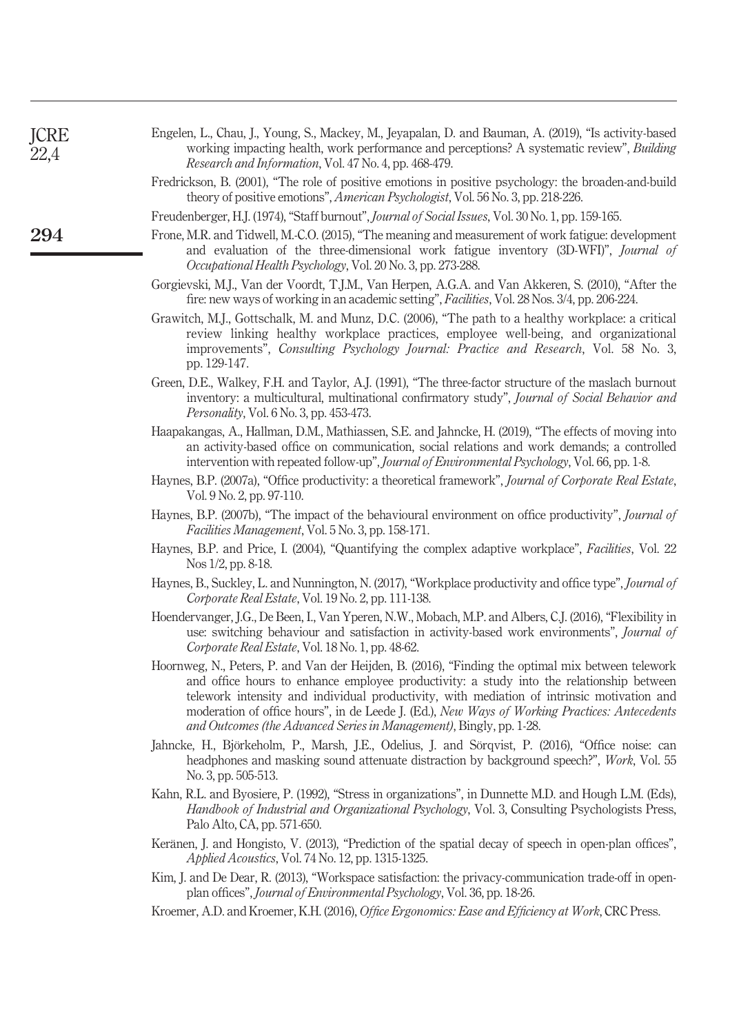Engelen, L., Chau, J., Young, S., Mackey, M., Jeyapalan, D. and Bauman, A. (2019), "Is activity-based working impacting health, work performance and perceptions? A systematic review", *Building Research and Information*, Vol. 47 No. 4, pp. 468-479.

Fredrickson, B. (2001), "The role of positive emotions in positive psychology: the broaden-and-build theory of positive emotions", *American Psychologist*, Vol. 56 No. 3, pp. 218-226.

Freudenberger, H.J. (1974), "Staff burnout", *Journal of Social Issues*, Vol. 30 No. 1, pp. 159-165.

Frone, M.R. and Tidwell, M.-C.O. (2015), "The meaning and measurement of work fatigue: development and evaluation of the three-dimensional work fatigue inventory (3D-WFI)", *Journal of Occupational Health Psychology*, Vol. 20 No. 3, pp. 273-288.

Gorgievski, M.J., Van der Voordt, T.J.M., Van Herpen, A.G.A. and Van Akkeren, S. (2010), "After the fire: new ways of working in an academic setting", *Facilities*, Vol. 28 Nos. 3/4, pp. 206-224.

Grawitch, M.J., Gottschalk, M. and Munz, D.C. (2006), "The path to a healthy workplace: a critical review linking healthy workplace practices, employee well-being, and organizational improvements", *Consulting Psychology Journal: Practice and Research*, Vol. 58 No. 3, pp. 129-147.

Green, D.E., Walkey, F.H. and Taylor, A.J. (1991), "The three-factor structure of the maslach burnout inventory: a multicultural, multinational confirmatory study", *Journal of Social Behavior and Personality*, Vol. 6 No. 3, pp. 453-473.

Haapakangas, A., Hallman, D.M., Mathiassen, S.E. and Jahncke, H. (2019), "The effects of moving into an activity-based office on communication, social relations and work demands; a controlled intervention with repeated follow-up", *Journal of Environmental Psychology*, Vol. 66, pp. 1-8.

Haynes, B.P. (2007a), "Office productivity: a theoretical framework", *Journal of Corporate Real Estate*, Vol. 9 No. 2, pp. 97-110.

Haynes, B.P. (2007b), "The impact of the behavioural environment on office productivity", *Journal of Facilities Management*, Vol. 5 No. 3, pp. 158-171.

Haynes, B.P. and Price, I. (2004), "Quantifying the complex adaptive workplace", *Facilities*, Vol. 22 Nos 1/2, pp. 8-18.

Haynes, B., Suckley, L. and Nunnington, N. (2017), "Workplace productivity and office type", *Journal of Corporate Real Estate*, Vol. 19 No. 2, pp. 111-138.

Hoendervanger, J.G., De Been, I., Van Yperen, N.W., Mobach, M.P. and Albers, C.J. (2016), "Flexibility in use: switching behaviour and satisfaction in activity-based work environments", *Journal of Corporate Real Estate*, Vol. 18 No. 1, pp. 48-62.

Hoornweg, N., Peters, P. and Van der Heijden, B. (2016), "Finding the optimal mix between telework and office hours to enhance employee productivity: a study into the relationship between telework intensity and individual productivity, with mediation of intrinsic motivation and moderation of office hours", in de Leede J. (Ed.), *New Ways of Working Practices: Antecedents and Outcomes (the Advanced Series in Management)*, Bingly, pp. 1-28.

Jahncke, H., Björkeholm, P., Marsh, J.E., Odelius, J. and Sörqvist, P. (2016), "Office noise: can headphones and masking sound attenuate distraction by background speech?", *Work*, Vol. 55 No. 3, pp. 505-513.

Kahn, R.L. and Byosiere, P. (1992), "Stress in organizations", in Dunnette M.D. and Hough L.M. (Eds), *Handbook of Industrial and Organizational Psychology*, Vol. 3, Consulting Psychologists Press, Palo Alto, CA, pp. 571-650.

Keränen, J. and Hongisto, V. (2013), "Prediction of the spatial decay of speech in open-plan offices", *Applied Acoustics*, Vol. 74 No. 12, pp. 1315-1325.

Kim, J. and De Dear, R. (2013), "Workspace satisfaction: the privacy-communication trade-off in open-plan offices", *Journal of Environmental Psychology*, Vol. 36, pp. 18-26.

Kroemer, A.D. and Kroemer, K.H. (2016), *Office Ergonomics: Ease and Efficiency at Work*, CRC Press.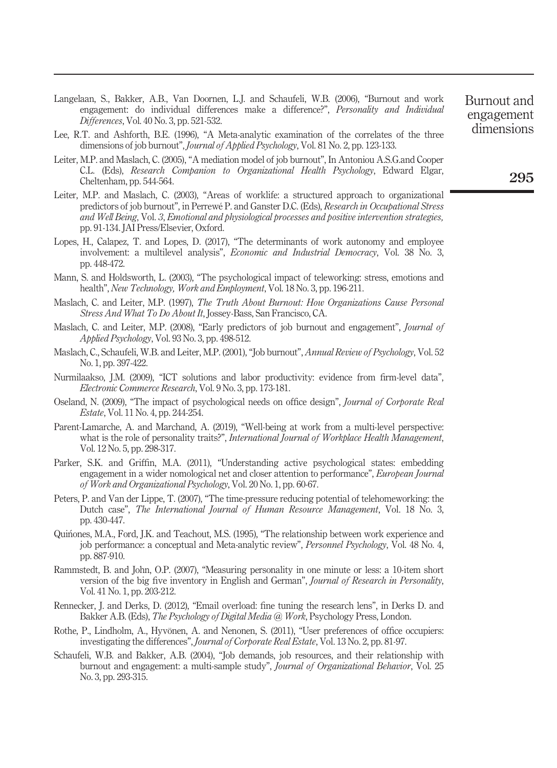Langelaan, S., Bakker, A.B., Van Doornen, L.J. and Schaufeli, W.B. (2006), "Burnout and work engagement: do individual differences make a difference?", *Personality and Individual Differences*, Vol. 40 No. 3, pp. 521-532.

Lee, R.T. and Ashforth, B.E. (1996), "A Meta-analytic examination of the correlates of the three dimensions of job burnout", *Journal of Applied Psychology*, Vol. 81 No. 2, pp. 123-133.

Leiter, M.P. and Maslach, C. (2005), "A mediation model of job burnout", In Antoniou A.S.G.and Cooper C.L. (Eds), *Research Companion to Organizational Health Psychology*, Edward Elgar, Cheltenham, pp. 544-564.

Leiter, M.P. and Maslach, C. (2003), "Areas of worklife: a structured approach to organizational predictors of job burnout", in Perrewé P. and Ganster D.C. (Eds), *Research in Occupational Stress and Well Being*, Vol. *3*, *Emotional and physiological processes and positive intervention strategies,* pp. 91-134. JAI Press/Elsevier, Oxford.

Lopes, H., Calapez, T. and Lopes, D. (2017), "The determinants of work autonomy and employee involvement: a multilevel analysis", *Economic and Industrial Democracy*, Vol. 38 No. 3, pp. 448-472.

Mann, S. and Holdsworth, L. (2003), "The psychological impact of teleworking: stress, emotions and health", *New Technology, Work and Employment*, Vol. 18 No. 3, pp. 196-211.

Maslach, C. and Leiter, M.P. (1997), *The Truth About Burnout: How Organizations Cause Personal Stress And What To Do About It*, Jossey-Bass, San Francisco, CA.

Maslach, C. and Leiter, M.P. (2008), "Early predictors of job burnout and engagement", *Journal of Applied Psychology*, Vol. 93 No. 3, pp. 498-512.

Maslach, C., Schaufeli, W.B. and Leiter, M.P. (2001), "Job burnout", *Annual Review of Psychology*, Vol. 52 No. 1, pp. 397-422.

Nurmilaakso, J.M. (2009), "ICT solutions and labor productivity: evidence from firm-level data", *Electronic Commerce Research*, Vol. 9 No. 3, pp. 173-181.

Oseland, N. (2009), "The impact of psychological needs on office design", *Journal of Corporate Real Estate*, Vol. 11 No. 4, pp. 244-254.

Parent-Lamarche, A. and Marchand, A. (2019), "Well-being at work from a multi-level perspective: what is the role of personality traits?", *International Journal of Workplace Health Management*, Vol. 12 No. 5, pp. 298-317.

Parker, S.K. and Griffin, M.A. (2011), "Understanding active psychological states: embedding engagement in a wider nomological net and closer attention to performance", *European Journal of Work and Organizational Psychology*, Vol. 20 No. 1, pp. 60-67.

Peters, P. and Van der Lippe, T. (2007), "The time-pressure reducing potential of telehomeworking: the Dutch case", *The International Journal of Human Resource Management*, Vol. 18 No. 3, pp. 430-447.

Quińones, M.A., Ford, J.K. and Teachout, M.S. (1995), "The relationship between work experience and job performance: a conceptual and Meta-analytic review", *Personnel Psychology*, Vol. 48 No. 4, pp. 887-910.

Rammstedt, B. and John, O.P. (2007), "Measuring personality in one minute or less: a 10-item short version of the big five inventory in English and German", *Journal of Research in Personality*, Vol. 41 No. 1, pp. 203-212.

Rennecker, J. and Derks, D. (2012), "Email overload: fine tuning the research lens", in Derks D. and Bakker A.B. (Eds), *The Psychology of Digital Media @ Work*, Psychology Press, London.

Rothe, P., Lindholm, A., Hyvönen, A. and Nenonen, S. (2011), "User preferences of office occupiers: investigating the differences", *Journal of Corporate Real Estate*, Vol. 13 No. 2, pp. 81-97.

Schaufeli, W.B. and Bakker, A.B. (2004), "Job demands, job resources, and their relationship with burnout and engagement: a multi-sample study", *Journal of Organizational Behavior*, Vol. 25 No. 3, pp. 293-315.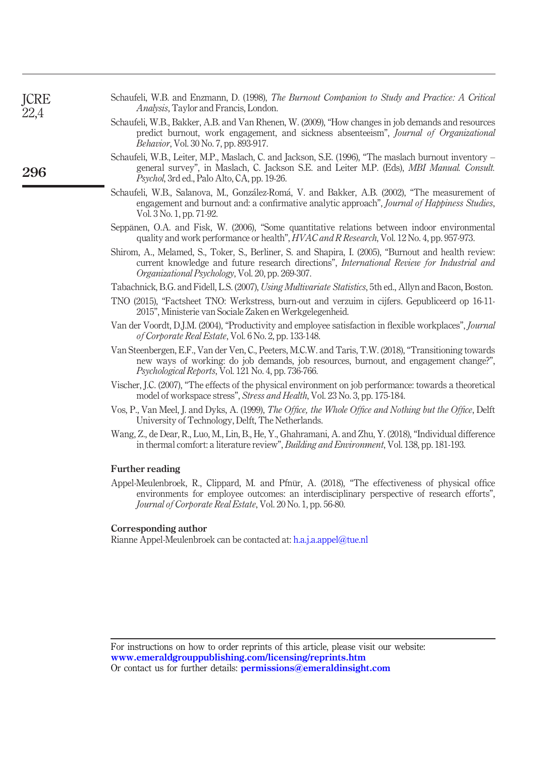Schaufeli, W.B. and Enzmann, D. (1998), *The Burnout Companion to Study and Practice: A Critical Analysis*, Taylor and Francis, London.

Schaufeli, W.B., Bakker, A.B. and Van Rhenen, W. (2009), "How changes in job demands and resources predict burnout, work engagement, and sickness absenteeism", *Journal of Organizational Behavior*, Vol. 30 No. 7, pp. 893-917.

Schaufeli, W.B., Leiter, M.P., Maslach, C. and Jackson, S.E. (1996), "The maslach burnout inventory – general survey", in Maslach, C. Jackson S.E. and Leiter M.P. (Eds), *MBI Manual. Consult. Psychol*, 3rd ed., Palo Alto, CA, pp. 19-26.

Schaufeli, W.B., Salanova, M., González-Romá, V. and Bakker, A.B. (2002), "The measurement of engagement and burnout and: a confirmative analytic approach", *Journal of Happiness Studies*, Vol. 3 No. 1, pp. 71-92.

Seppänen, O.A. and Fisk, W. (2006), "Some quantitative relations between indoor environmental quality and work performance or health", *HVAC and R Research*, Vol. 12 No. 4, pp. 957-973.

Shirom, A., Melamed, S., Toker, S., Berliner, S. and Shapira, I. (2005), "Burnout and health review: current knowledge and future research directions", *International Review for Industrial and Organizational Psychology*, Vol. 20, pp. 269-307.

Tabachnick, B.G. and Fidell, L.S. (2007), *Using Multivariate Statistics*, 5th ed., Allyn and Bacon, Boston.

TNO (2015), "Factsheet TNO: Werkstress, burn-out and verzuim in cijfers. Gepubliceerd op 16-11-2015", Ministerie van Sociale Zaken en Werkgelegenheid.

Van der Voordt, D.J.M. (2004), "Productivity and employee satisfaction in flexible workplaces", *Journal of Corporate Real Estate*, Vol. 6 No. 2, pp. 133-148.

Van Steenbergen, E.F., Van der Ven, C., Peeters, M.C.W. and Taris, T.W. (2018), "Transitioning towards new ways of working: do job demands, job resources, burnout, and engagement change?", *Psychological Reports*, Vol. 121 No. 4, pp. 736-766.

Vischer, J.C. (2007), "The effects of the physical environment on job performance: towards a theoretical model of workspace stress", *Stress and Health*, Vol. 23 No. 3, pp. 175-184.

Vos, P., Van Meel, J. and Dyks, A. (1999), *The Office, the Whole Office and Nothing but the Office*, Delft University of Technology, Delft, The Netherlands.

Wang, Z., de Dear, R., Luo, M., Lin, B., He, Y., Ghahramani, A. and Zhu, Y. (2018), "Individual difference in thermal comfort: a literature review", *Building and Environment*, Vol. 138, pp. 181-193.

## Further reading

Appel-Meulenbroek, R., Clippard, M. and Pfnür, A. (2018), "The effectiveness of physical office environments for employee outcomes: an interdisciplinary perspective of research efforts", *Journal of Corporate Real Estate*, Vol. 20 No. 1, pp. 56-80.

## Corresponding author

Rianne Appel-Meulenbroek can be contacted at: h.a.j.a.appel@tue.nl

For instructions on how to order reprints of this article, please visit our website:
**www.emeraldgrouppublishing.com/licensing/reprints.htm**
Or contact us for further details: **permissions@emeraldinsight.com**